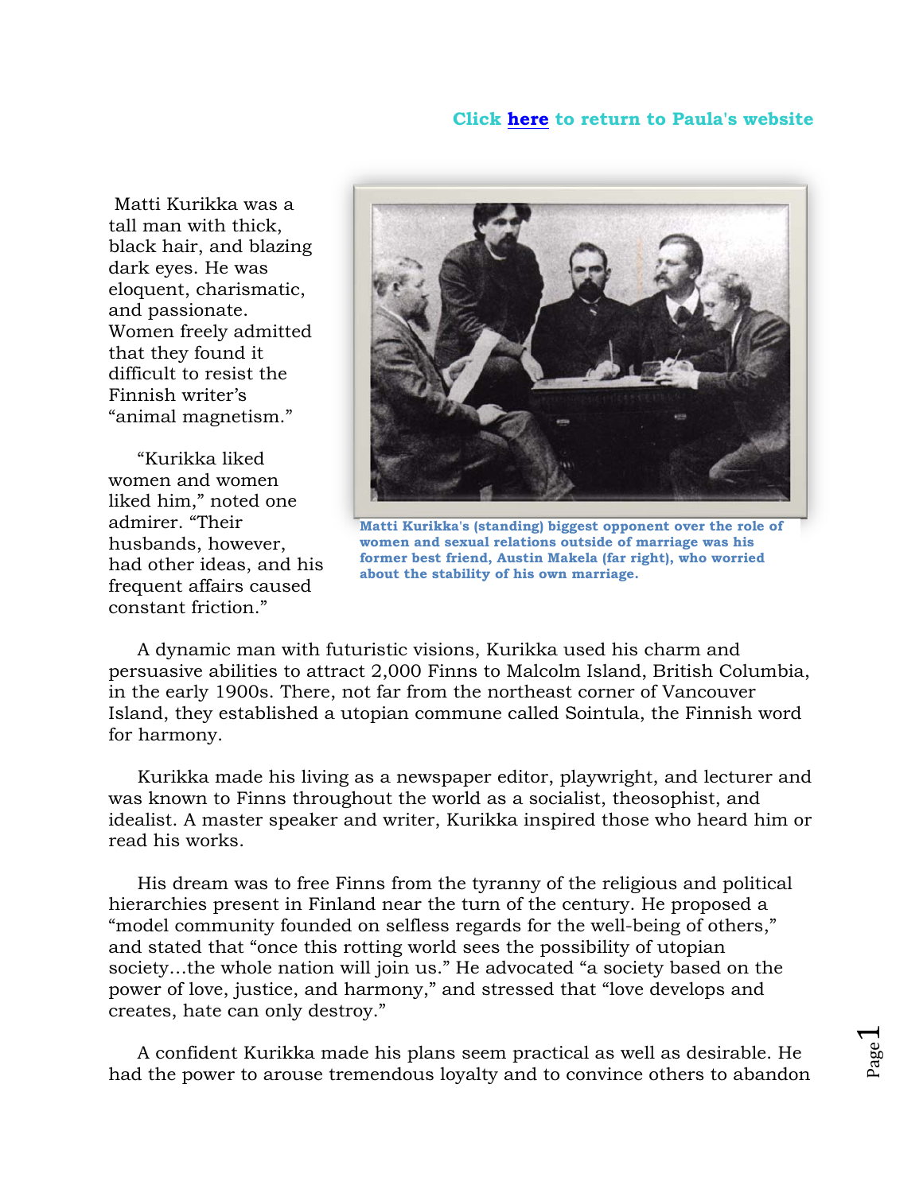Click **here** to return to Paula's website

Matti Kurikka's (standing) biggest opponent over the role of women and sexual relations outside of marriage was his former best friend, Austin Makela (far right), who worried about the stability of his own marriage.

Matti Kurikka was a tall man with thick, black hair, and blazing dark eyes. He was eloquent, charismatic, and passionate. Women freely admitted that they found it difficult to resist the Finnish writer's "animal magnetism."

"Kurikka liked women and women liked him," noted one admirer. "Their husbands, however, had other ideas, and his frequent affairs caused constant friction."

A dynamic man with futuristic visions, Kurikka used his charm and persuasive abilities to attract 2,000 Finns to Malcolm Island, British Columbia, in the early 1900s. There, not far from the northeast corner of Vancouver Island, they established a utopian commune called Sointula, the Finnish word for harmony.

Kurikka made his living as a newspaper editor, playwright, and lecturer and was known to Finns throughout the world as a socialist, theosophist, and idealist. A master speaker and writer, Kurikka inspired those who heard him or read his works.

His dream was to free Finns from the tyranny of the religious and political hierarchies present in Finland near the turn of the century. He proposed a "model community founded on selfless regards for the well-being of others," and stated that "once this rotting world sees the possibility of utopian society…the whole nation will join us." He advocated "a society based on the power of love, justice, and harmony," and stressed that "love develops and creates, hate can only destroy."

A confident Kurikka made his plans seem practical as well as desirable. He had the power to arouse tremendous loyalty and to convince others to abandon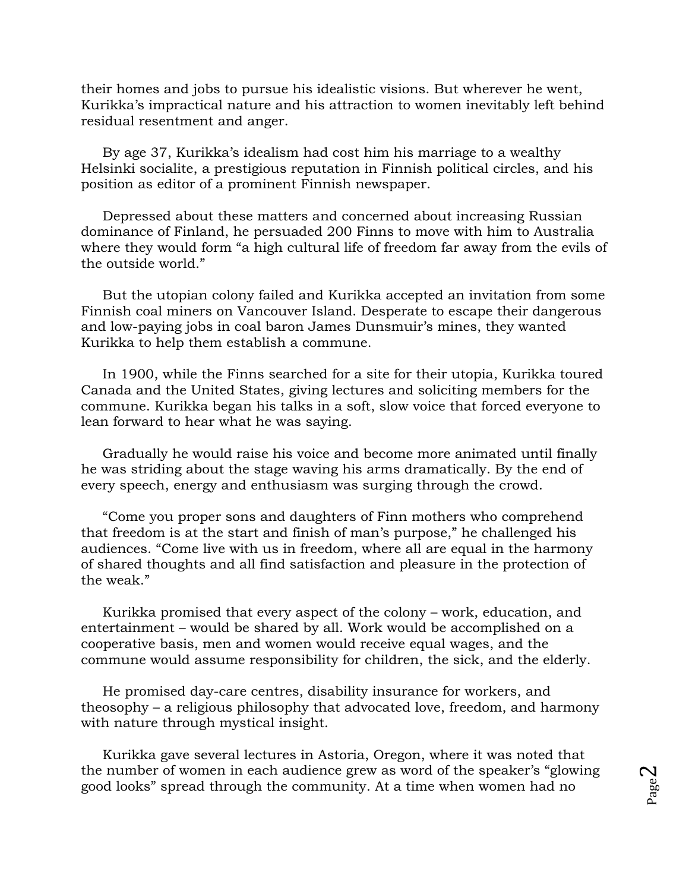their homes and jobs to pursue his idealistic visions. But wherever he went, Kurikka's impractical nature and his attraction to women inevitably left behind residual resentment and anger.

By age 37, Kurikka's idealism had cost him his marriage to a wealthy Helsinki socialite, a prestigious reputation in Finnish political circles, and his position as editor of a prominent Finnish newspaper.

Depressed about these matters and concerned about increasing Russian dominance of Finland, he persuaded 200 Finns to move with him to Australia where they would form "a high cultural life of freedom far away from the evils of the outside world."

But the utopian colony failed and Kurikka accepted an invitation from some Finnish coal miners on Vancouver Island. Desperate to escape their dangerous and low-paying jobs in coal baron James Dunsmuir's mines, they wanted Kurikka to help them establish a commune.

In 1900, while the Finns searched for a site for their utopia, Kurikka toured Canada and the United States, giving lectures and soliciting members for the commune. Kurikka began his talks in a soft, slow voice that forced everyone to lean forward to hear what he was saying.

Gradually he would raise his voice and become more animated until finally he was striding about the stage waving his arms dramatically. By the end of every speech, energy and enthusiasm was surging through the crowd.

"Come you proper sons and daughters of Finn mothers who comprehend that freedom is at the start and finish of man's purpose," he challenged his audiences. "Come live with us in freedom, where all are equal in the harmony of shared thoughts and all find satisfaction and pleasure in the protection of the weak."

Kurikka promised that every aspect of the colony – work, education, and entertainment – would be shared by all. Work would be accomplished on a cooperative basis, men and women would receive equal wages, and the commune would assume responsibility for children, the sick, and the elderly.

He promised day-care centres, disability insurance for workers, and theosophy – a religious philosophy that advocated love, freedom, and harmony with nature through mystical insight.

Kurikka gave several lectures in Astoria, Oregon, where it was noted that the number of women in each audience grew as word of the speaker's "glowing good looks" spread through the community. At a time when women had no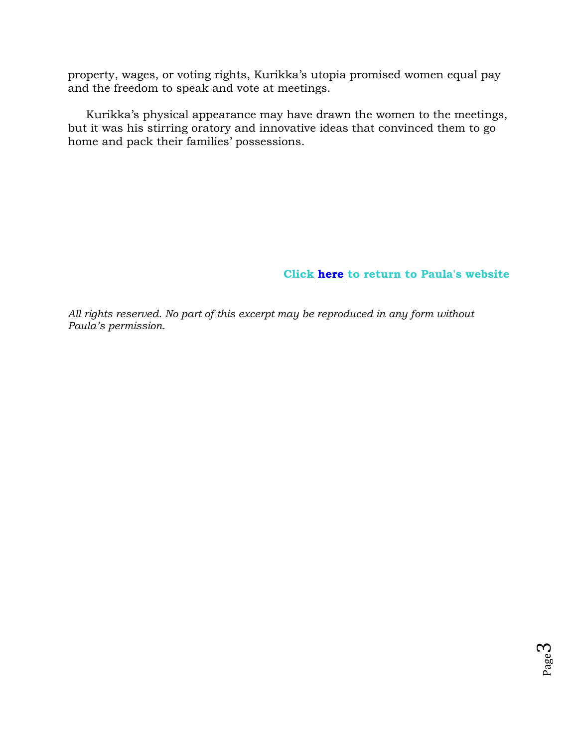property, wages, or voting rights, Kurikka's utopia promised women equal pay and the freedom to speak and vote at meetings.

Kurikka's physical appearance may have drawn the women to the meetings, but it was his stirring oratory and innovative ideas that convinced them to go home and pack their families' possessions.

**Click here to return to Paula's website**

*All rights reserved. No part of this excerpt may be reproduced in any form without Paula's permission.*